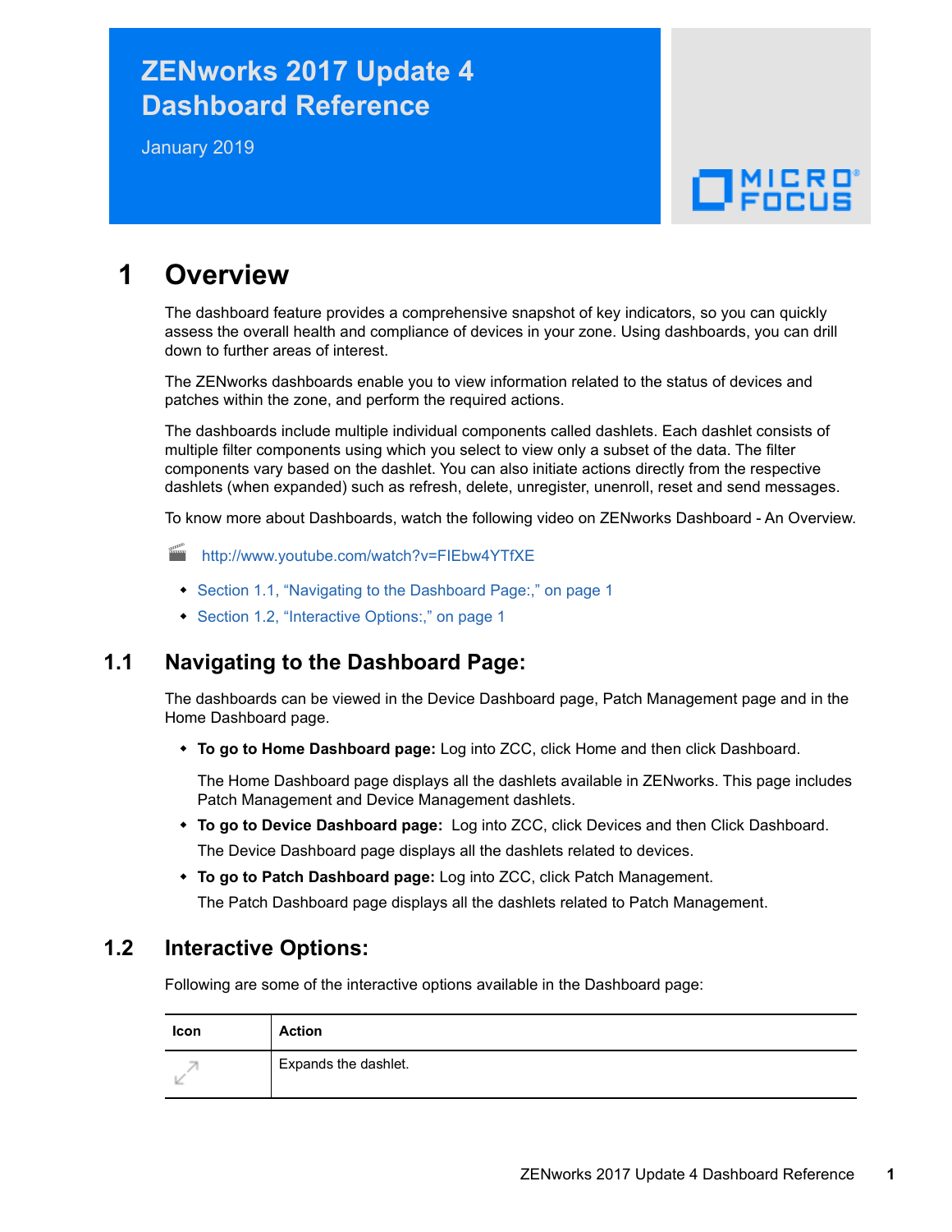# ZENworks 2017 Update 4 Dashboard Reference

January 2019

# 1 Overview

The dashboard feature provides a comprehensive snapshot of key indicators, so you can quickly assess the overall health and compliance of devices in your zone. Using dashboards, you can drill down to further areas of interest.

The ZENworks dashboards enable you to view information related to the status of devices and patches within the zone, and perform the required actions.

The dashboards include multiple individual components called dashlets. Each dashlet consists of multiple filter components using which you select to view only a subset of the data. The filter components vary based on the dashlet. You can also initiate actions directly from the respective dashlets (when expanded) such as refresh, delete, unregister, unenroll, reset and send messages.

To know more about Dashboards, watch the following video on ZENworks Dashboard - An Overview.

http://www.youtube.com/watch?v=FIEbw4YTfXE

- Section 1.1, "Navigating to the Dashboard Page:," on page 1
- Section 1.2, "Interactive Options:," on page 1

## 1.1 Navigating to the Dashboard Page:

The dashboards can be viewed in the Device Dashboard page, Patch Management page and in the Home Dashboard page.

- **To go to Home Dashboard page:** Log into ZCC, click Home and then click Dashboard.

  The Home Dashboard page displays all the dashlets available in ZENworks. This page includes Patch Management and Device Management dashlets.
- **To go to Device Dashboard page:** Log into ZCC, click Devices and then Click Dashboard.

  The Device Dashboard page displays all the dashlets related to devices.
- **To go to Patch Dashboard page:** Log into ZCC, click Patch Management.

  The Patch Dashboard page displays all the dashlets related to Patch Management.

## 1.2 Interactive Options:

Following are some of the interactive options available in the Dashboard page:

| Icon | Action |
| --- | --- |
| | Expands the dashlet. |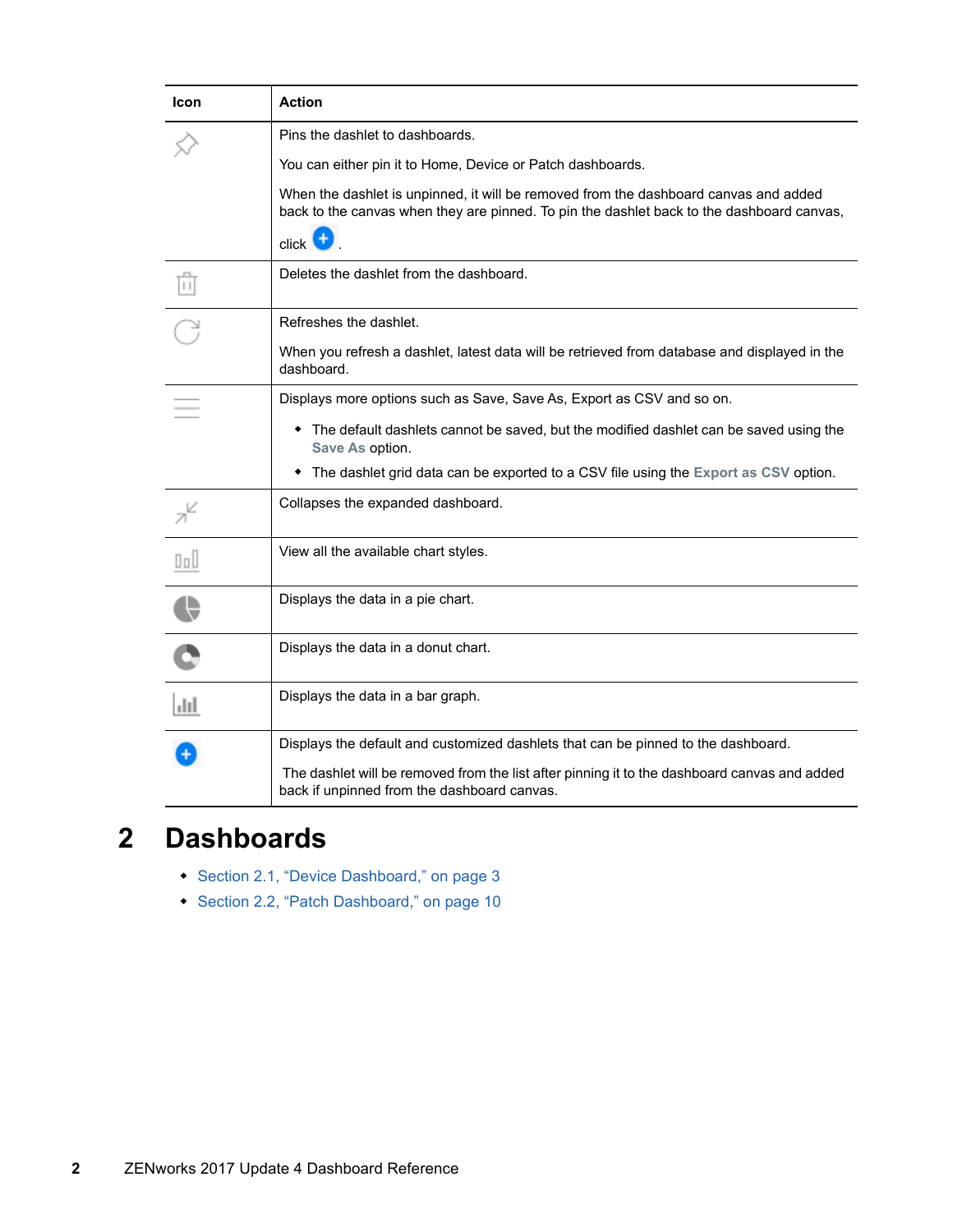| Icon | Action |
| --- | --- |
| | Pins the dashlet to dashboards.<br><br>You can either pin it to Home, Device or Patch dashboards.<br><br>When the dashlet is unpinned, it will be removed from the dashboard canvas and added back to the canvas when they are pinned. To pin the dashlet back to the dashboard canvas, click . |
| | Deletes the dashlet from the dashboard. |
| | Refreshes the dashlet.<br><br>When you refresh a dashlet, latest data will be retrieved from database and displayed in the dashboard. |
| | Displays more options such as Save, Save As, Export as CSV and so on.<br><br>• The default dashlets cannot be saved, but the modified dashlet can be saved using the **Save As** option.<br>• The dashlet grid data can be exported to a CSV file using the **Export as CSV** option. |
| | Collapses the expanded dashboard. |
| | View all the available chart styles. |
| | Displays the data in a pie chart. |
| | Displays the data in a donut chart. |
| | Displays the data in a bar graph. |
| | Displays the default and customized dashlets that can be pinned to the dashboard.<br><br>The dashlet will be removed from the list after pinning it to the dashboard canvas and added back if unpinned from the dashboard canvas. |

# 2 Dashboards

- Section 2.1, "Device Dashboard," on page 3
- Section 2.2, "Patch Dashboard," on page 10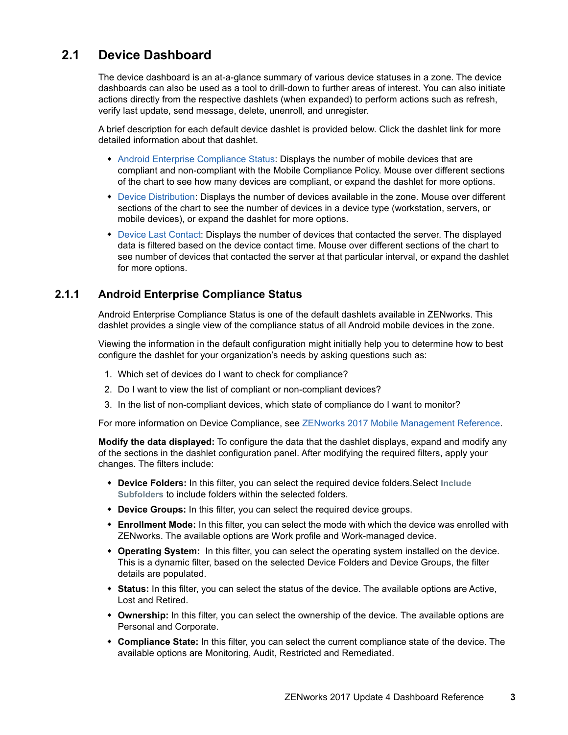## 2.1 Device Dashboard

The device dashboard is an at-a-glance summary of various device statuses in a zone. The device dashboards can also be used as a tool to drill-down to further areas of interest. You can also initiate actions directly from the respective dashlets (when expanded) to perform actions such as refresh, verify last update, send message, delete, unenroll, and unregister.

A brief description for each default device dashlet is provided below. Click the dashlet link for more detailed information about that dashlet.

- Android Enterprise Compliance Status: Displays the number of mobile devices that are compliant and non-compliant with the Mobile Compliance Policy. Mouse over different sections of the chart to see how many devices are compliant, or expand the dashlet for more options.
- Device Distribution: Displays the number of devices available in the zone. Mouse over different sections of the chart to see the number of devices in a device type (workstation, servers, or mobile devices), or expand the dashlet for more options.
- Device Last Contact: Displays the number of devices that contacted the server. The displayed data is filtered based on the device contact time. Mouse over different sections of the chart to see number of devices that contacted the server at that particular interval, or expand the dashlet for more options.

### 2.1.1 Android Enterprise Compliance Status

Android Enterprise Compliance Status is one of the default dashlets available in ZENworks. This dashlet provides a single view of the compliance status of all Android mobile devices in the zone.

Viewing the information in the default configuration might initially help you to determine how to best configure the dashlet for your organization's needs by asking questions such as:

1. Which set of devices do I want to check for compliance?
2. Do I want to view the list of compliant or non-compliant devices?
3. In the list of non-compliant devices, which state of compliance do I want to monitor?

For more information on Device Compliance, see ZENworks 2017 Mobile Management Reference.

**Modify the data displayed:** To configure the data that the dashlet displays, expand and modify any of the sections in the dashlet configuration panel. After modifying the required filters, apply your changes. The filters include:

- **Device Folders:** In this filter, you can select the required device folders.Select **Include Subfolders** to include folders within the selected folders.
- **Device Groups:** In this filter, you can select the required device groups.
- **Enrollment Mode:** In this filter, you can select the mode with which the device was enrolled with ZENworks. The available options are Work profile and Work-managed device.
- **Operating System:** In this filter, you can select the operating system installed on the device. This is a dynamic filter, based on the selected Device Folders and Device Groups, the filter details are populated.
- **Status:** In this filter, you can select the status of the device. The available options are Active, Lost and Retired.
- **Ownership:** In this filter, you can select the ownership of the device. The available options are Personal and Corporate.
- **Compliance State:** In this filter, you can select the current compliance state of the device. The available options are Monitoring, Audit, Restricted and Remediated.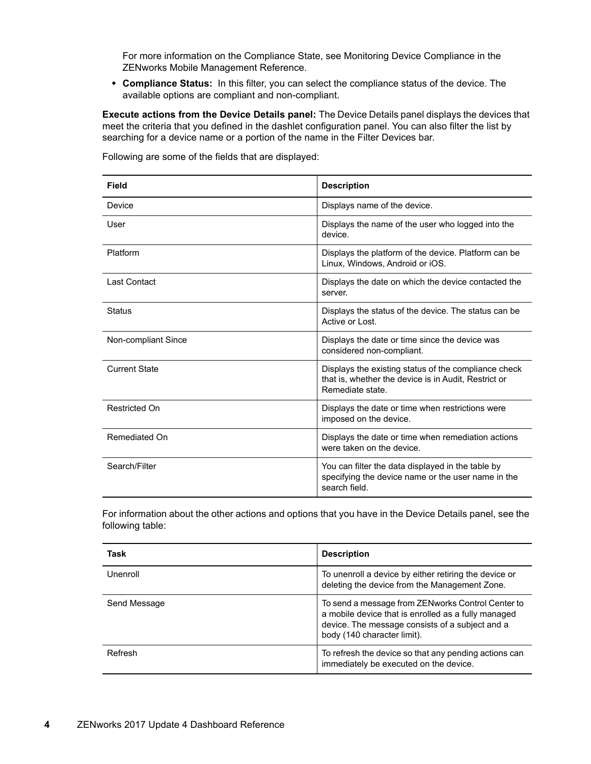For more information on the Compliance State, see Monitoring Device Compliance in the ZENworks Mobile Management Reference.

- **Compliance Status:** In this filter, you can select the compliance status of the device. The available options are compliant and non-compliant.

**Execute actions from the Device Details panel:** The Device Details panel displays the devices that meet the criteria that you defined in the dashlet configuration panel. You can also filter the list by searching for a device name or a portion of the name in the Filter Devices bar.

Following are some of the fields that are displayed:

| Field | Description |
| --- | --- |
| Device | Displays name of the device. |
| User | Displays the name of the user who logged into the device. |
| Platform | Displays the platform of the device. Platform can be Linux, Windows, Android or iOS. |
| Last Contact | Displays the date on which the device contacted the server. |
| Status | Displays the status of the device. The status can be Active or Lost. |
| Non-compliant Since | Displays the date or time since the device was considered non-compliant. |
| Current State | Displays the existing status of the compliance check that is, whether the device is in Audit, Restrict or Remediate state. |
| Restricted On | Displays the date or time when restrictions were imposed on the device. |
| Remediated On | Displays the date or time when remediation actions were taken on the device. |
| Search/Filter | You can filter the data displayed in the table by specifying the device name or the user name in the search field. |

For information about the other actions and options that you have in the Device Details panel, see the following table:

| Task | Description |
| --- | --- |
| Unenroll | To unenroll a device by either retiring the device or deleting the device from the Management Zone. |
| Send Message | To send a message from ZENworks Control Center to a mobile device that is enrolled as a fully managed device. The message consists of a subject and a body (140 character limit). |
| Refresh | To refresh the device so that any pending actions can immediately be executed on the device. |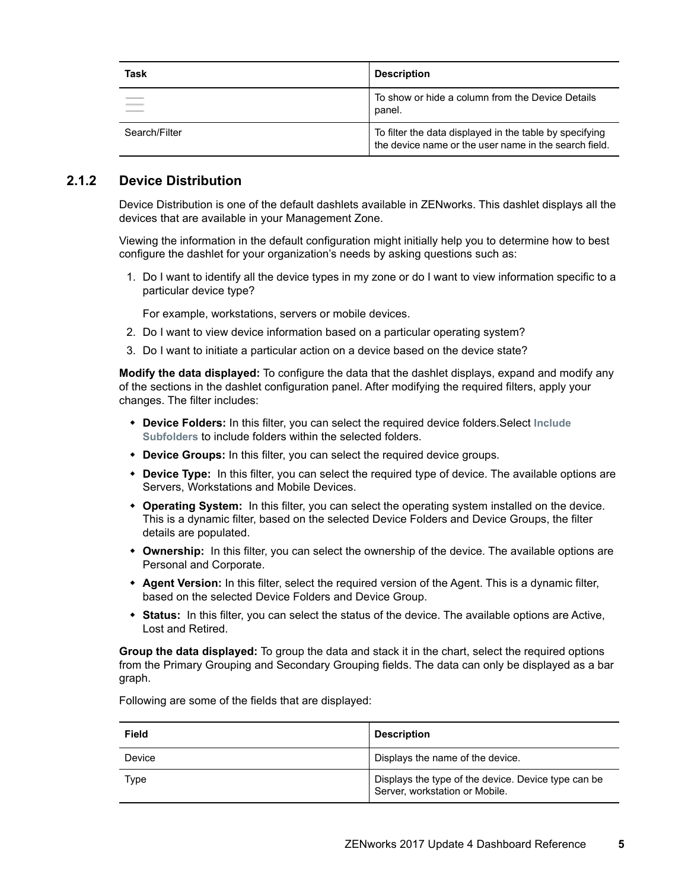| Task | Description |
| --- | --- |
| ☰ | To show or hide a column from the Device Details panel. |
| Search/Filter | To filter the data displayed in the table by specifying the device name or the user name in the search field. |

### 2.1.2 Device Distribution

Device Distribution is one of the default dashlets available in ZENworks. This dashlet displays all the devices that are available in your Management Zone.

Viewing the information in the default configuration might initially help you to determine how to best configure the dashlet for your organization's needs by asking questions such as:

1. Do I want to identify all the device types in my zone or do I want to view information specific to a particular device type?

   For example, workstations, servers or mobile devices.

2. Do I want to view device information based on a particular operating system?
3. Do I want to initiate a particular action on a device based on the device state?

**Modify the data displayed:** To configure the data that the dashlet displays, expand and modify any of the sections in the dashlet configuration panel. After modifying the required filters, apply your changes. The filter includes:

- **Device Folders:** In this filter, you can select the required device folders.Select **Include Subfolders** to include folders within the selected folders.
- **Device Groups:** In this filter, you can select the required device groups.
- **Device Type:** In this filter, you can select the required type of device. The available options are Servers, Workstations and Mobile Devices.
- **Operating System:** In this filter, you can select the operating system installed on the device. This is a dynamic filter, based on the selected Device Folders and Device Groups, the filter details are populated.
- **Ownership:** In this filter, you can select the ownership of the device. The available options are Personal and Corporate.
- **Agent Version:** In this filter, select the required version of the Agent. This is a dynamic filter, based on the selected Device Folders and Device Group.
- **Status:** In this filter, you can select the status of the device. The available options are Active, Lost and Retired.

**Group the data displayed:** To group the data and stack it in the chart, select the required options from the Primary Grouping and Secondary Grouping fields. The data can only be displayed as a bar graph.

Following are some of the fields that are displayed:

| Field | Description |
| --- | --- |
| Device | Displays the name of the device. |
| Type | Displays the type of the device. Device type can be Server, workstation or Mobile. |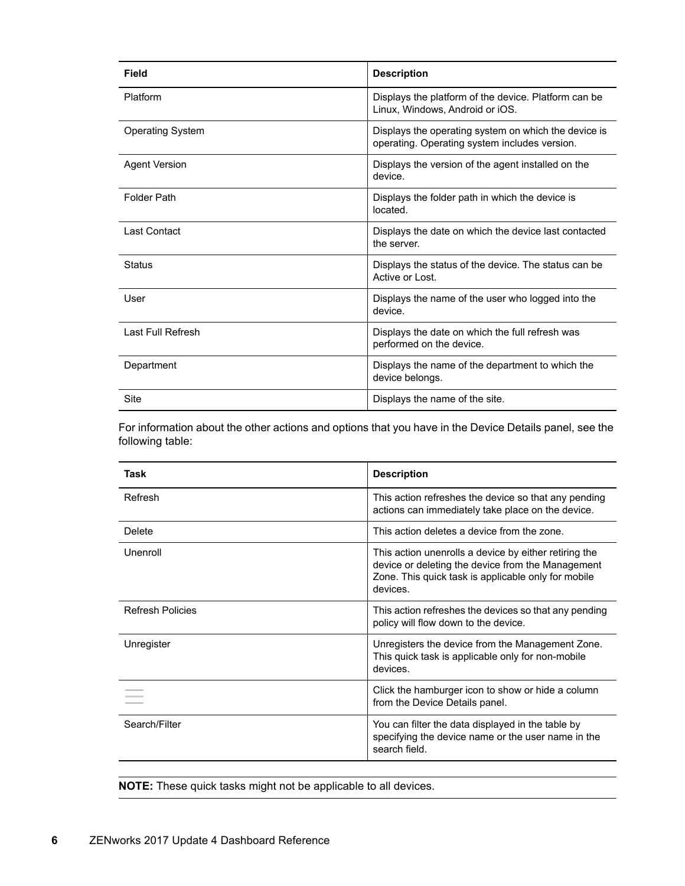| Field | Description |
| --- | --- |
| Platform | Displays the platform of the device. Platform can be Linux, Windows, Android or iOS. |
| Operating System | Displays the operating system on which the device is operating. Operating system includes version. |
| Agent Version | Displays the version of the agent installed on the device. |
| Folder Path | Displays the folder path in which the device is located. |
| Last Contact | Displays the date on which the device last contacted the server. |
| Status | Displays the status of the device. The status can be Active or Lost. |
| User | Displays the name of the user who logged into the device. |
| Last Full Refresh | Displays the date on which the full refresh was performed on the device. |
| Department | Displays the name of the department to which the device belongs. |
| Site | Displays the name of the site. |

For information about the other actions and options that you have in the Device Details panel, see the following table:

| Task | Description |
| --- | --- |
| Refresh | This action refreshes the device so that any pending actions can immediately take place on the device. |
| Delete | This action deletes a device from the zone. |
| Unenroll | This action unenrolls a device by either retiring the device or deleting the device from the Management Zone. This quick task is applicable only for mobile devices. |
| Refresh Policies | This action refreshes the devices so that any pending policy will flow down to the device. |
| Unregister | Unregisters the device from the Management Zone. This quick task is applicable only for non-mobile devices. |
| ☰ | Click the hamburger icon to show or hide a column from the Device Details panel. |
| Search/Filter | You can filter the data displayed in the table by specifying the device name or the user name in the search field. |

**NOTE:** These quick tasks might not be applicable to all devices.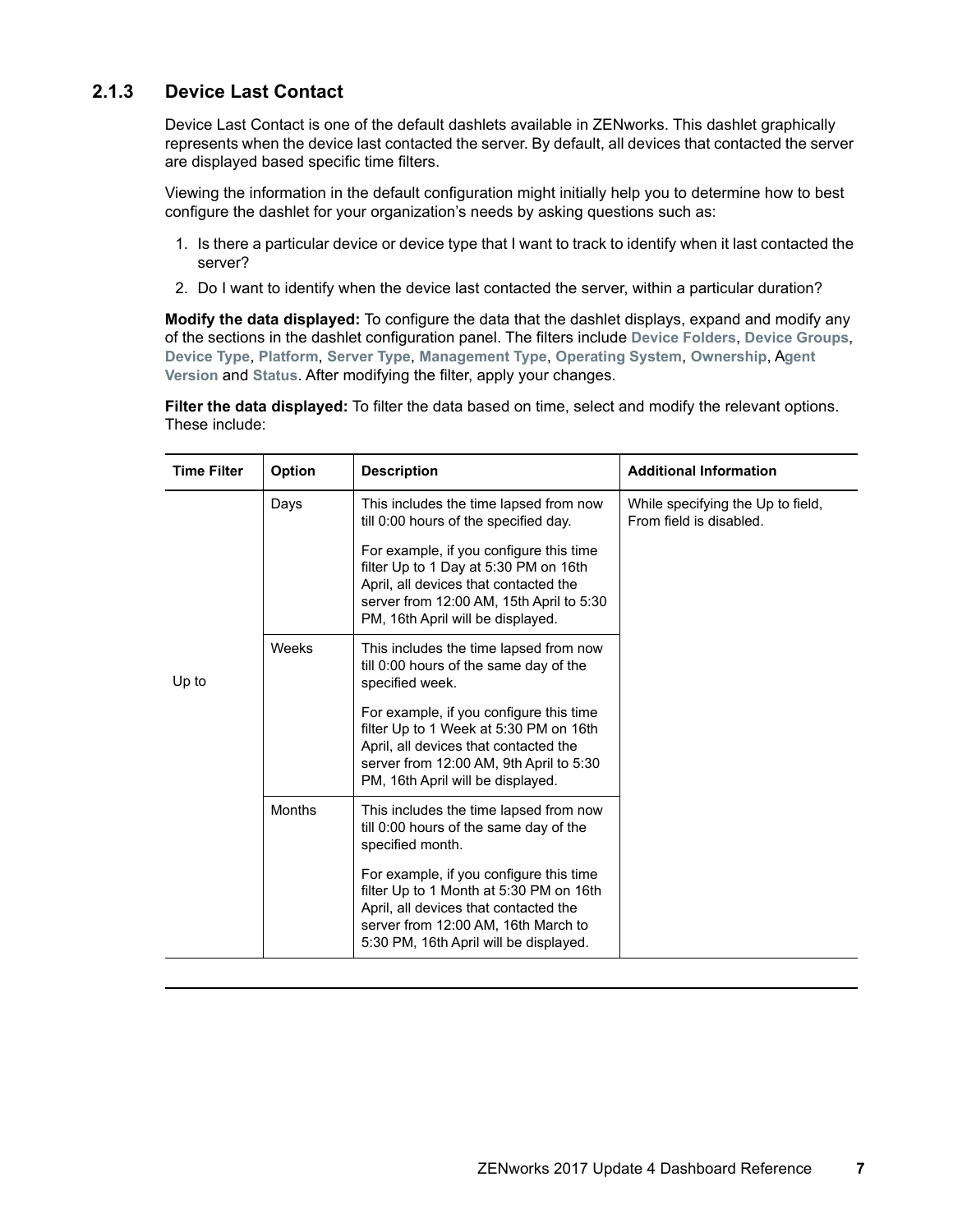### 2.1.3 Device Last Contact

Device Last Contact is one of the default dashlets available in ZENworks. This dashlet graphically represents when the device last contacted the server. By default, all devices that contacted the server are displayed based specific time filters.

Viewing the information in the default configuration might initially help you to determine how to best configure the dashlet for your organization's needs by asking questions such as:

1. Is there a particular device or device type that I want to track to identify when it last contacted the server?
2. Do I want to identify when the device last contacted the server, within a particular duration?

**Modify the data displayed:** To configure the data that the dashlet displays, expand and modify any of the sections in the dashlet configuration panel. The filters include **Device Folders**, **Device Groups**, **Device Type**, **Platform**, **Server Type**, **Management Type**, **Operating System**, **Ownership**, **Agent Version** and **Status**. After modifying the filter, apply your changes.

**Filter the data displayed:** To filter the data based on time, select and modify the relevant options. These include:

| Time Filter | Option | Description | Additional Information |
|---|---|---|---|
| Up to | Days | This includes the time lapsed from now till 0:00 hours of the specified day.<br><br>For example, if you configure this time filter Up to 1 Day at 5:30 PM on 16th April, all devices that contacted the server from 12:00 AM, 15th April to 5:30 PM, 16th April will be displayed. | While specifying the Up to field, From field is disabled. |
| | Weeks | This includes the time lapsed from now till 0:00 hours of the same day of the specified week.<br><br>For example, if you configure this time filter Up to 1 Week at 5:30 PM on 16th April, all devices that contacted the server from 12:00 AM, 9th April to 5:30 PM, 16th April will be displayed. | |
| | Months | This includes the time lapsed from now till 0:00 hours of the same day of the specified month.<br><br>For example, if you configure this time filter Up to 1 Month at 5:30 PM on 16th April, all devices that contacted the server from 12:00 AM, 16th March to 5:30 PM, 16th April will be displayed. | |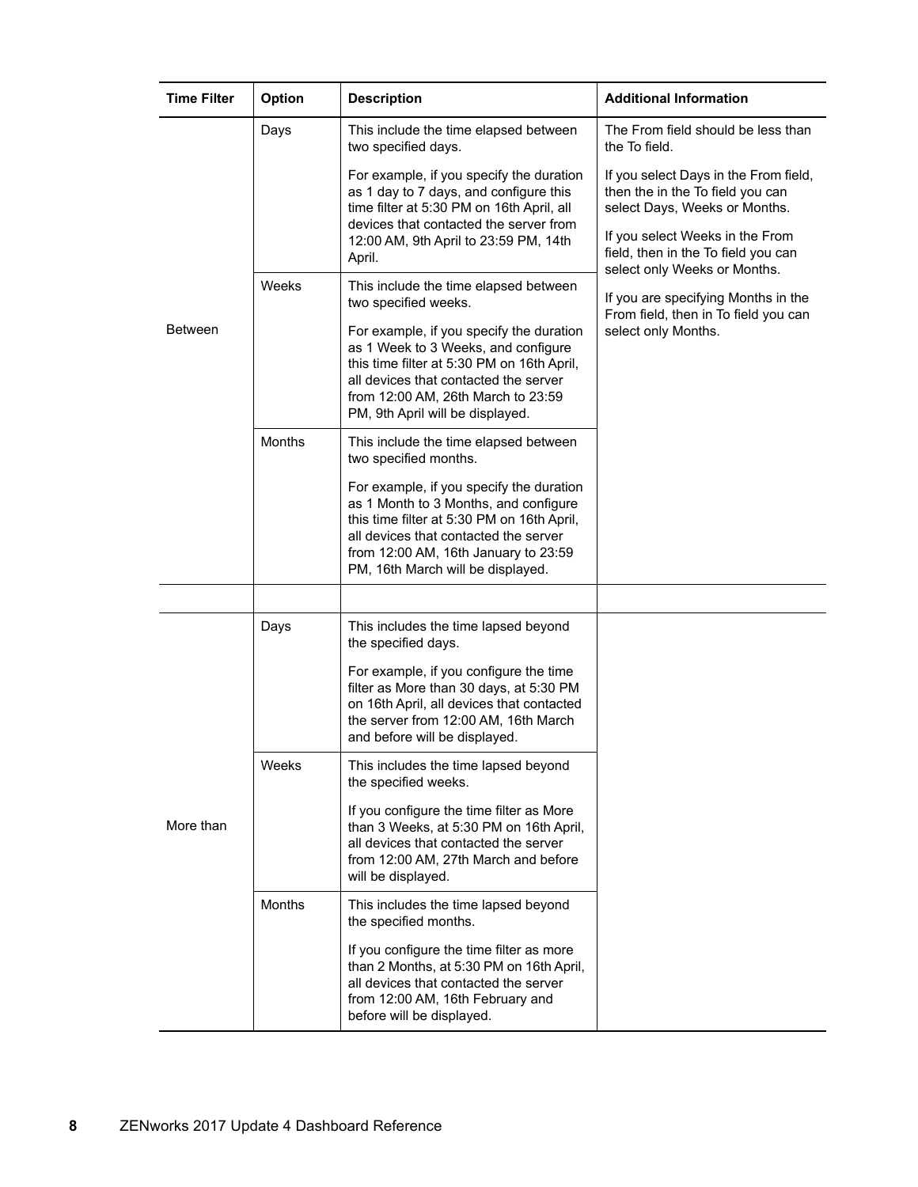| Time Filter | Option | Description | Additional Information |
|---|---|---|---|
| Between | Days | This include the time elapsed between two specified days.<br><br>For example, if you specify the duration as 1 day to 7 days, and configure this time filter at 5:30 PM on 16th April, all devices that contacted the server from 12:00 AM, 9th April to 23:59 PM, 14th April. | The From field should be less than the To field.<br><br>If you select Days in the From field, then the in the To field you can select Days, Weeks or Months.<br><br>If you select Weeks in the From field, then in the To field you can select only Weeks or Months.<br><br>If you are specifying Months in the From field, then in To field you can select only Months. |
| | Weeks | This include the time elapsed between two specified weeks.<br><br>For example, if you specify the duration as 1 Week to 3 Weeks, and configure this time filter at 5:30 PM on 16th April, all devices that contacted the server from 12:00 AM, 26th March to 23:59 PM, 9th April will be displayed. | |
| | Months | This include the time elapsed between two specified months.<br><br>For example, if you specify the duration as 1 Month to 3 Months, and configure this time filter at 5:30 PM on 16th April, all devices that contacted the server from 12:00 AM, 16th January to 23:59 PM, 16th March will be displayed. | |
| | | | |
| More than | Days | This includes the time lapsed beyond the specified days.<br><br>For example, if you configure the time filter as More than 30 days, at 5:30 PM on 16th April, all devices that contacted the server from 12:00 AM, 16th March and before will be displayed. | |
| | Weeks | This includes the time lapsed beyond the specified weeks.<br><br>If you configure the time filter as More than 3 Weeks, at 5:30 PM on 16th April, all devices that contacted the server from 12:00 AM, 27th March and before will be displayed. | |
| | Months | This includes the time lapsed beyond the specified months.<br><br>If you configure the time filter as more than 2 Months, at 5:30 PM on 16th April, all devices that contacted the server from 12:00 AM, 16th February and before will be displayed. | |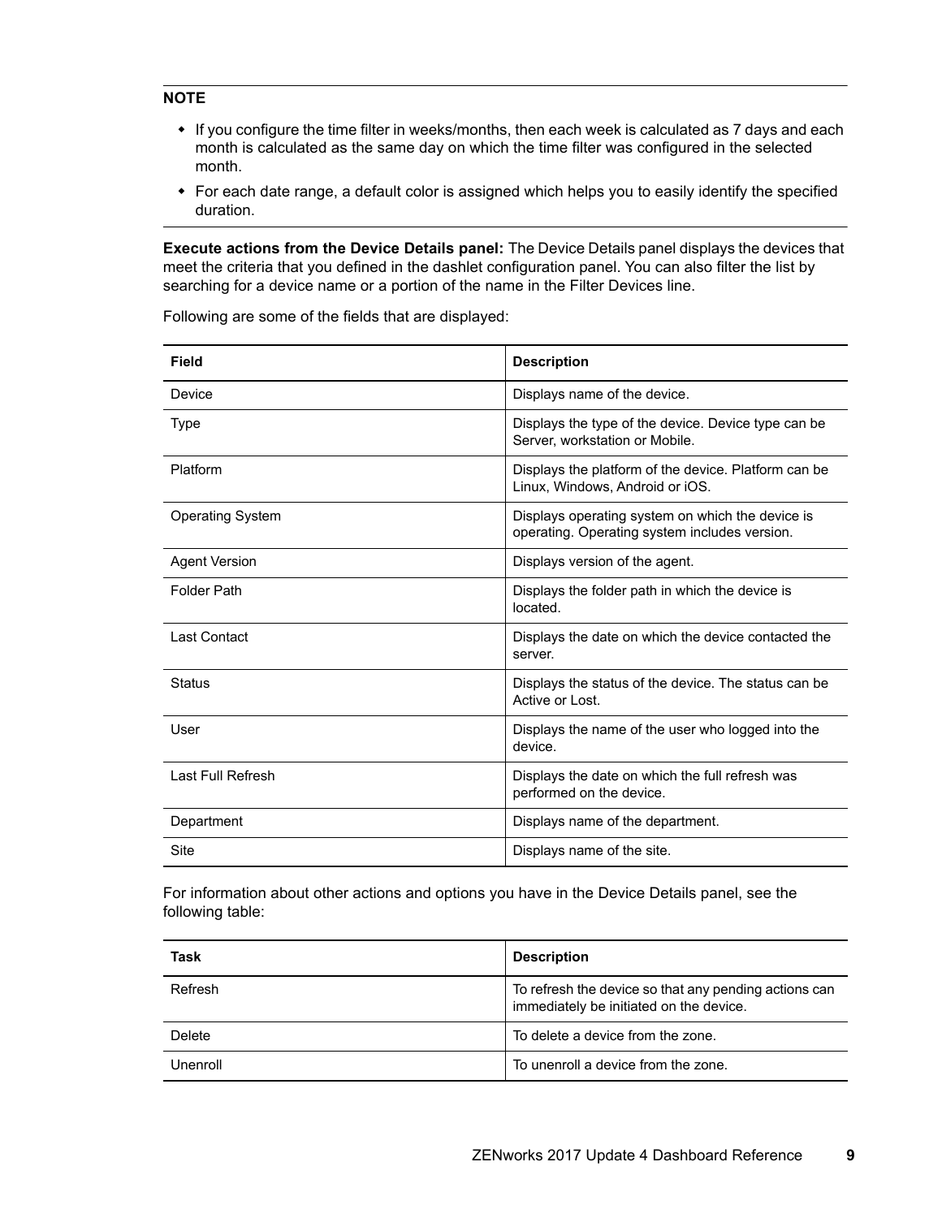**NOTE**

- If you configure the time filter in weeks/months, then each week is calculated as 7 days and each month is calculated as the same day on which the time filter was configured in the selected month.
- For each date range, a default color is assigned which helps you to easily identify the specified duration.

**Execute actions from the Device Details panel:** The Device Details panel displays the devices that meet the criteria that you defined in the dashlet configuration panel. You can also filter the list by searching for a device name or a portion of the name in the Filter Devices line.

Following are some of the fields that are displayed:

| Field | Description |
|---|---|
| Device | Displays name of the device. |
| Type | Displays the type of the device. Device type can be Server, workstation or Mobile. |
| Platform | Displays the platform of the device. Platform can be Linux, Windows, Android or iOS. |
| Operating System | Displays operating system on which the device is operating. Operating system includes version. |
| Agent Version | Displays version of the agent. |
| Folder Path | Displays the folder path in which the device is located. |
| Last Contact | Displays the date on which the device contacted the server. |
| Status | Displays the status of the device. The status can be Active or Lost. |
| User | Displays the name of the user who logged into the device. |
| Last Full Refresh | Displays the date on which the full refresh was performed on the device. |
| Department | Displays name of the department. |
| Site | Displays name of the site. |

For information about other actions and options you have in the Device Details panel, see the following table:

| Task | Description |
|---|---|
| Refresh | To refresh the device so that any pending actions can immediately be initiated on the device. |
| Delete | To delete a device from the zone. |
| Unenroll | To unenroll a device from the zone. |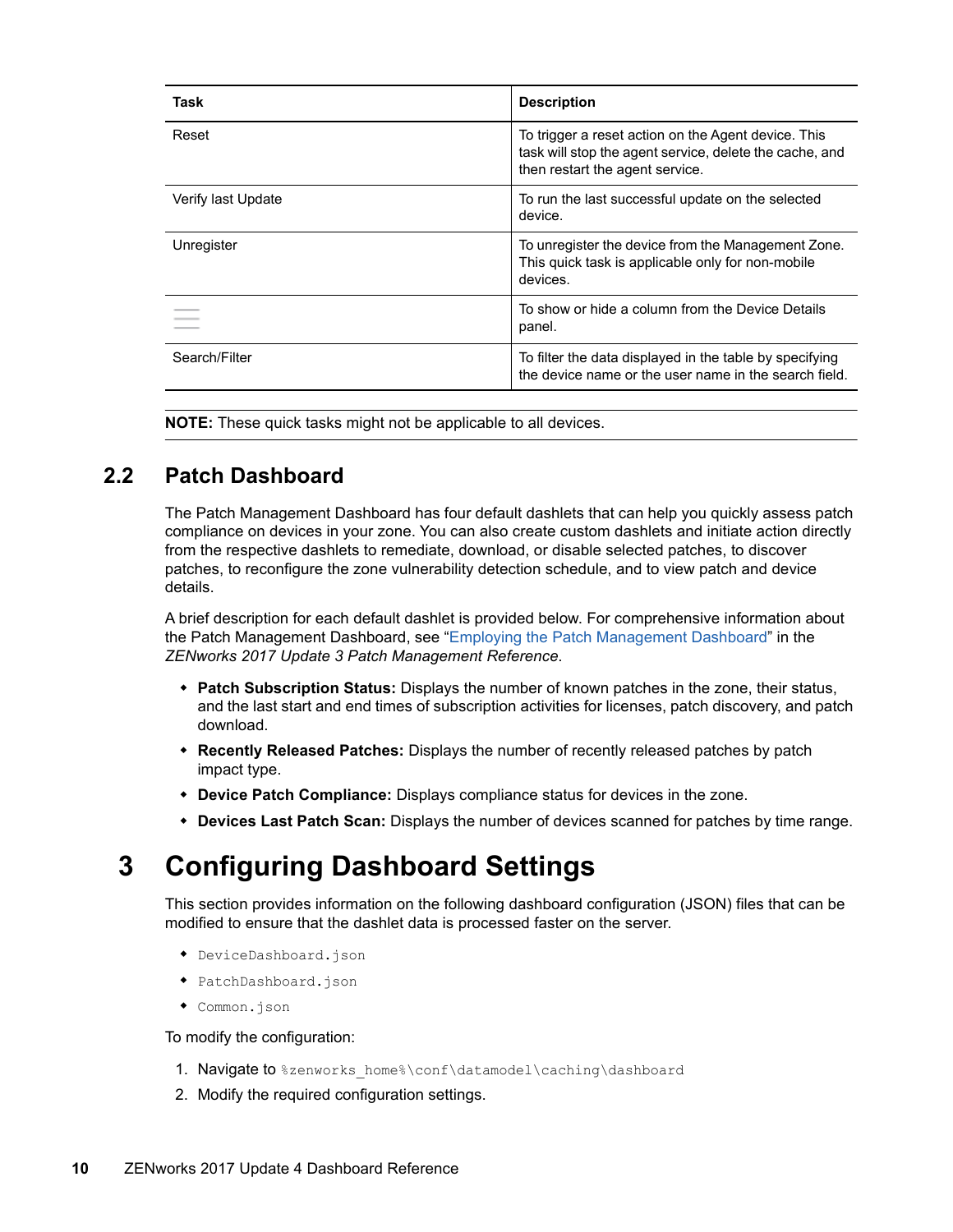| Task | Description |
| --- | --- |
| Reset | To trigger a reset action on the Agent device. This task will stop the agent service, delete the cache, and then restart the agent service. |
| Verify last Update | To run the last successful update on the selected device. |
| Unregister | To unregister the device from the Management Zone. This quick task is applicable only for non-mobile devices. |
| ☰ | To show or hide a column from the Device Details panel. |
| Search/Filter | To filter the data displayed in the table by specifying the device name or the user name in the search field. |

**NOTE:** These quick tasks might not be applicable to all devices.

## 2.2 Patch Dashboard

The Patch Management Dashboard has four default dashlets that can help you quickly assess patch compliance on devices in your zone. You can also create custom dashlets and initiate action directly from the respective dashlets to remediate, download, or disable selected patches, to discover patches, to reconfigure the zone vulnerability detection schedule, and to view patch and device details.

A brief description for each default dashlet is provided below. For comprehensive information about the Patch Management Dashboard, see "Employing the Patch Management Dashboard" in the *ZENworks 2017 Update 3 Patch Management Reference*.

- **Patch Subscription Status:** Displays the number of known patches in the zone, their status, and the last start and end times of subscription activities for licenses, patch discovery, and patch download.
- **Recently Released Patches:** Displays the number of recently released patches by patch impact type.
- **Device Patch Compliance:** Displays compliance status for devices in the zone.
- **Devices Last Patch Scan:** Displays the number of devices scanned for patches by time range.

# 3 Configuring Dashboard Settings

This section provides information on the following dashboard configuration (JSON) files that can be modified to ensure that the dashlet data is processed faster on the server.

- `DeviceDashboard.json`
- `PatchDashboard.json`
- `Common.json`

To modify the configuration:

1. Navigate to `%zenworks_home%\conf\datamodel\caching\dashboard`
2. Modify the required configuration settings.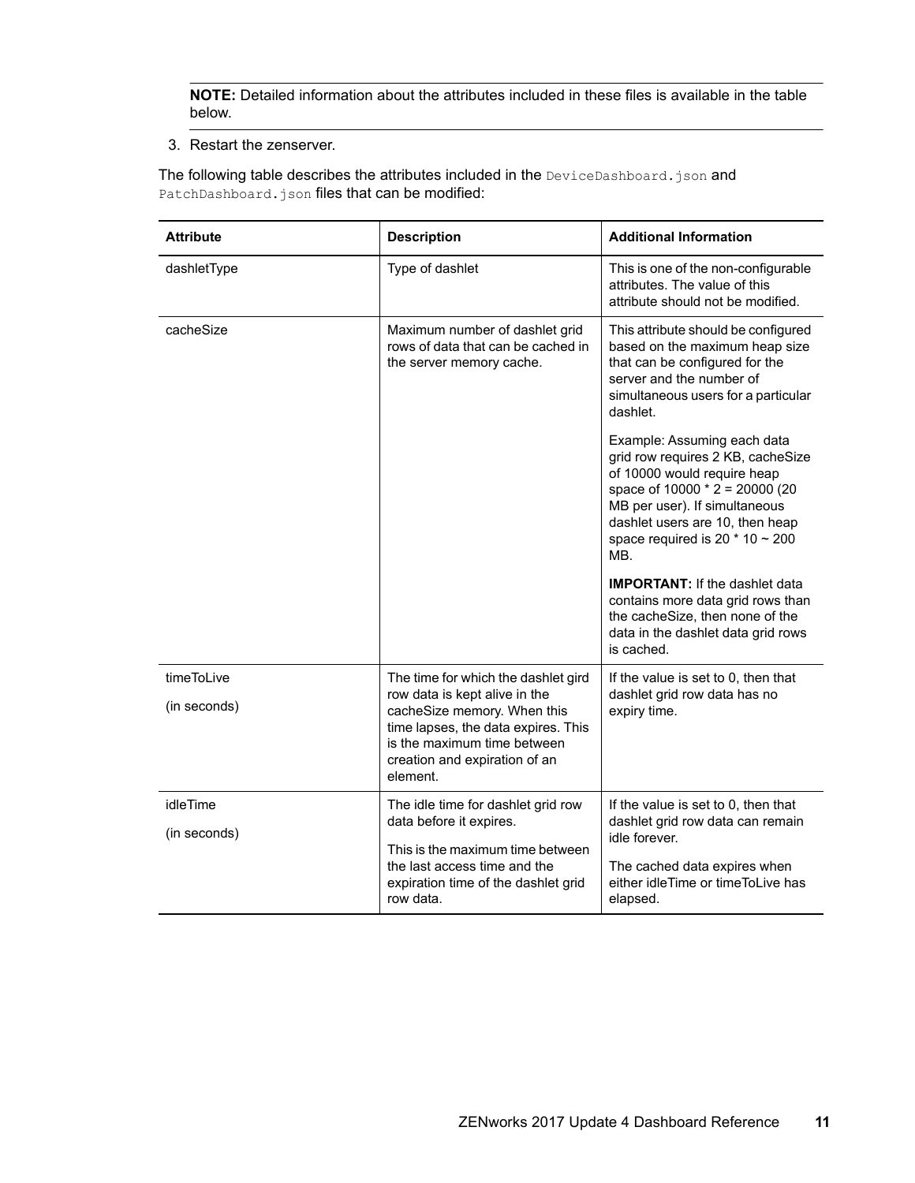**NOTE:** Detailed information about the attributes included in these files is available in the table below.

3. Restart the zenserver.

The following table describes the attributes included in the `DeviceDashboard.json` and `PatchDashboard.json` files that can be modified:

| Attribute | Description | Additional Information |
|---|---|---|
| dashletType | Type of dashlet | This is one of the non-configurable attributes. The value of this attribute should not be modified. |
| cacheSize | Maximum number of dashlet grid rows of data that can be cached in the server memory cache. | This attribute should be configured based on the maximum heap size that can be configured for the server and the number of simultaneous users for a particular dashlet.<br><br>Example: Assuming each data grid row requires 2 KB, cacheSize of 10000 would require heap space of 10000 * 2 = 20000 (20 MB per user). If simultaneous dashlet users are 10, then heap space required is 20 * 10 ~ 200 MB.<br><br>**IMPORTANT:** If the dashlet data contains more data grid rows than the cacheSize, then none of the data in the dashlet data grid rows is cached. |
| timeToLive<br><br>(in seconds) | The time for which the dashlet gird row data is kept alive in the cacheSize memory. When this time lapses, the data expires. This is the maximum time between creation and expiration of an element. | If the value is set to 0, then that dashlet grid row data has no expiry time. |
| idleTime<br><br>(in seconds) | The idle time for dashlet grid row data before it expires.<br><br>This is the maximum time between the last access time and the expiration time of the dashlet grid row data. | If the value is set to 0, then that dashlet grid row data can remain idle forever.<br><br>The cached data expires when either idleTime or timeToLive has elapsed. |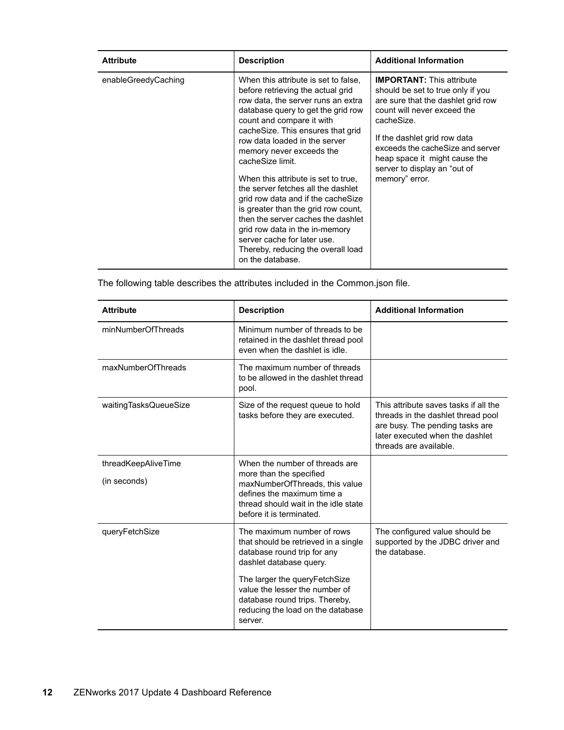| Attribute | Description | Additional Information |
|---|---|---|
| enableGreedyCaching | When this attribute is set to false, before retrieving the actual grid row data, the server runs an extra database query to get the grid row count and compare it with cacheSize. This ensures that grid row data loaded in the server memory never exceeds the cacheSize limit.<br><br>When this attribute is set to true, the server fetches all the dashlet grid row data and if the cacheSize is greater than the grid row count, then the server caches the dashlet grid row data in the in-memory server cache for later use. Thereby, reducing the overall load on the database. | **IMPORTANT:** This attribute should be set to true only if you are sure that the dashlet grid row count will never exceed the cacheSize.<br><br>If the dashlet grid row data exceeds the cacheSize and server heap space it might cause the server to display an "out of memory" error. |

The following table describes the attributes included in the Common.json file.

| Attribute | Description | Additional Information |
|---|---|---|
| minNumberOfThreads | Minimum number of threads to be retained in the dashlet thread pool even when the dashlet is idle. | |
| maxNumberOfThreads | The maximum number of threads to be allowed in the dashlet thread pool. | |
| waitingTasksQueueSize | Size of the request queue to hold tasks before they are executed. | This attribute saves tasks if all the threads in the dashlet thread pool are busy. The pending tasks are later executed when the dashlet threads are available. |
| threadKeepAliveTime<br><br>(in seconds) | When the number of threads are more than the specified maxNumberOfThreads, this value defines the maximum time a thread should wait in the idle state before it is terminated. | |
| queryFetchSize | The maximum number of rows that should be retrieved in a single database round trip for any dashlet database query.<br><br>The larger the queryFetchSize value the lesser the number of database round trips. Thereby, reducing the load on the database server. | The configured value should be supported by the JDBC driver and the database. |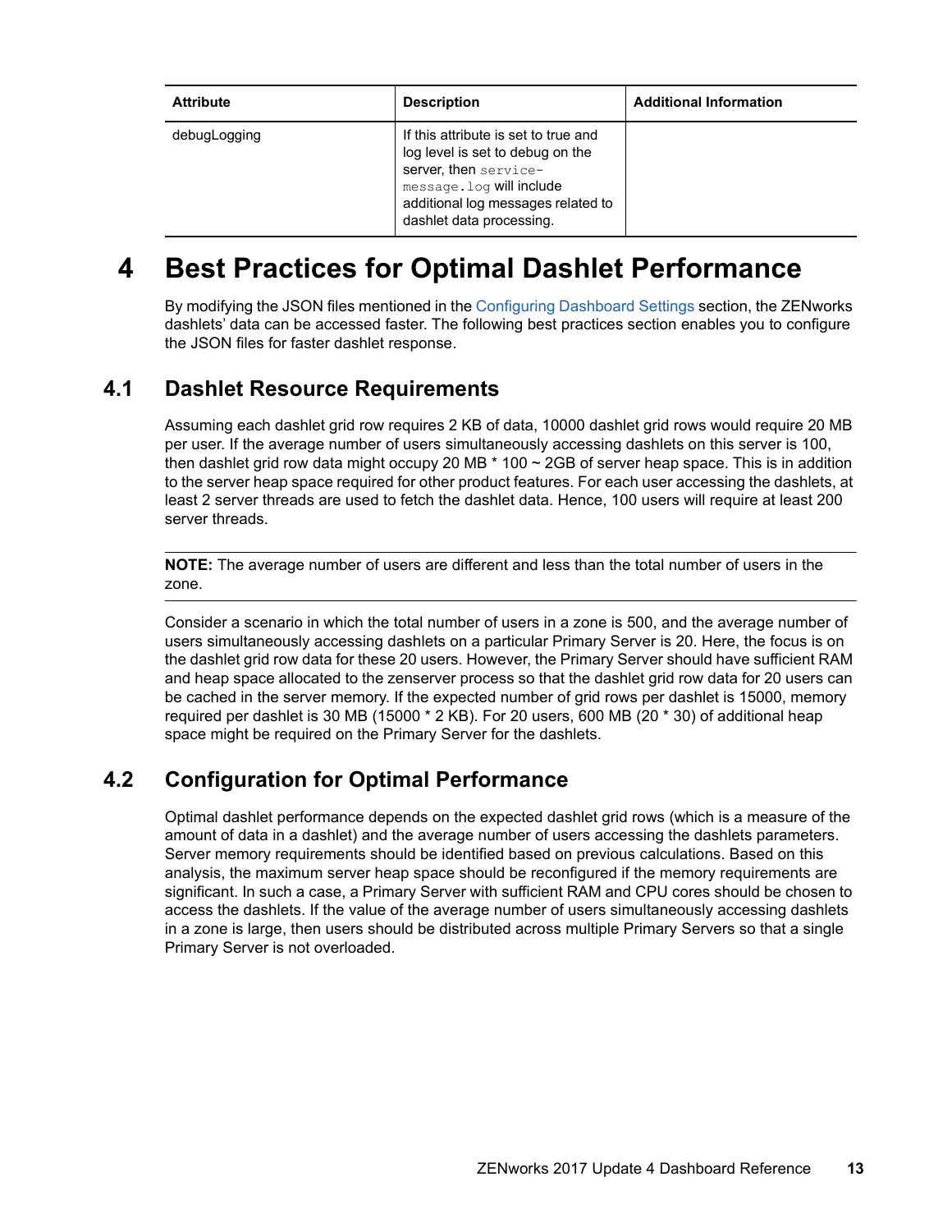| Attribute | Description | Additional Information |
| --- | --- | --- |
| debugLogging | If this attribute is set to true and log level is set to debug on the server, then `service-message.log` will include additional log messages related to dashlet data processing. | |

# 4 Best Practices for Optimal Dashlet Performance

By modifying the JSON files mentioned in the Configuring Dashboard Settings section, the ZENworks dashlets' data can be accessed faster. The following best practices section enables you to configure the JSON files for faster dashlet response.

## 4.1 Dashlet Resource Requirements

Assuming each dashlet grid row requires 2 KB of data, 10000 dashlet grid rows would require 20 MB per user. If the average number of users simultaneously accessing dashlets on this server is 100, then dashlet grid row data might occupy 20 MB * 100 ~ 2GB of server heap space. This is in addition to the server heap space required for other product features. For each user accessing the dashlets, at least 2 server threads are used to fetch the dashlet data. Hence, 100 users will require at least 200 server threads.

---

**NOTE:** The average number of users are different and less than the total number of users in the zone.

---

Consider a scenario in which the total number of users in a zone is 500, and the average number of users simultaneously accessing dashlets on a particular Primary Server is 20. Here, the focus is on the dashlet grid row data for these 20 users. However, the Primary Server should have sufficient RAM and heap space allocated to the zenserver process so that the dashlet grid row data for 20 users can be cached in the server memory. If the expected number of grid rows per dashlet is 15000, memory required per dashlet is 30 MB (15000 * 2 KB). For 20 users, 600 MB (20 * 30) of additional heap space might be required on the Primary Server for the dashlets.

## 4.2 Configuration for Optimal Performance

Optimal dashlet performance depends on the expected dashlet grid rows (which is a measure of the amount of data in a dashlet) and the average number of users accessing the dashlets parameters. Server memory requirements should be identified based on previous calculations. Based on this analysis, the maximum server heap space should be reconfigured if the memory requirements are significant. In such a case, a Primary Server with sufficient RAM and CPU cores should be chosen to access the dashlets. If the value of the average number of users simultaneously accessing dashlets in a zone is large, then users should be distributed across multiple Primary Servers so that a single Primary Server is not overloaded.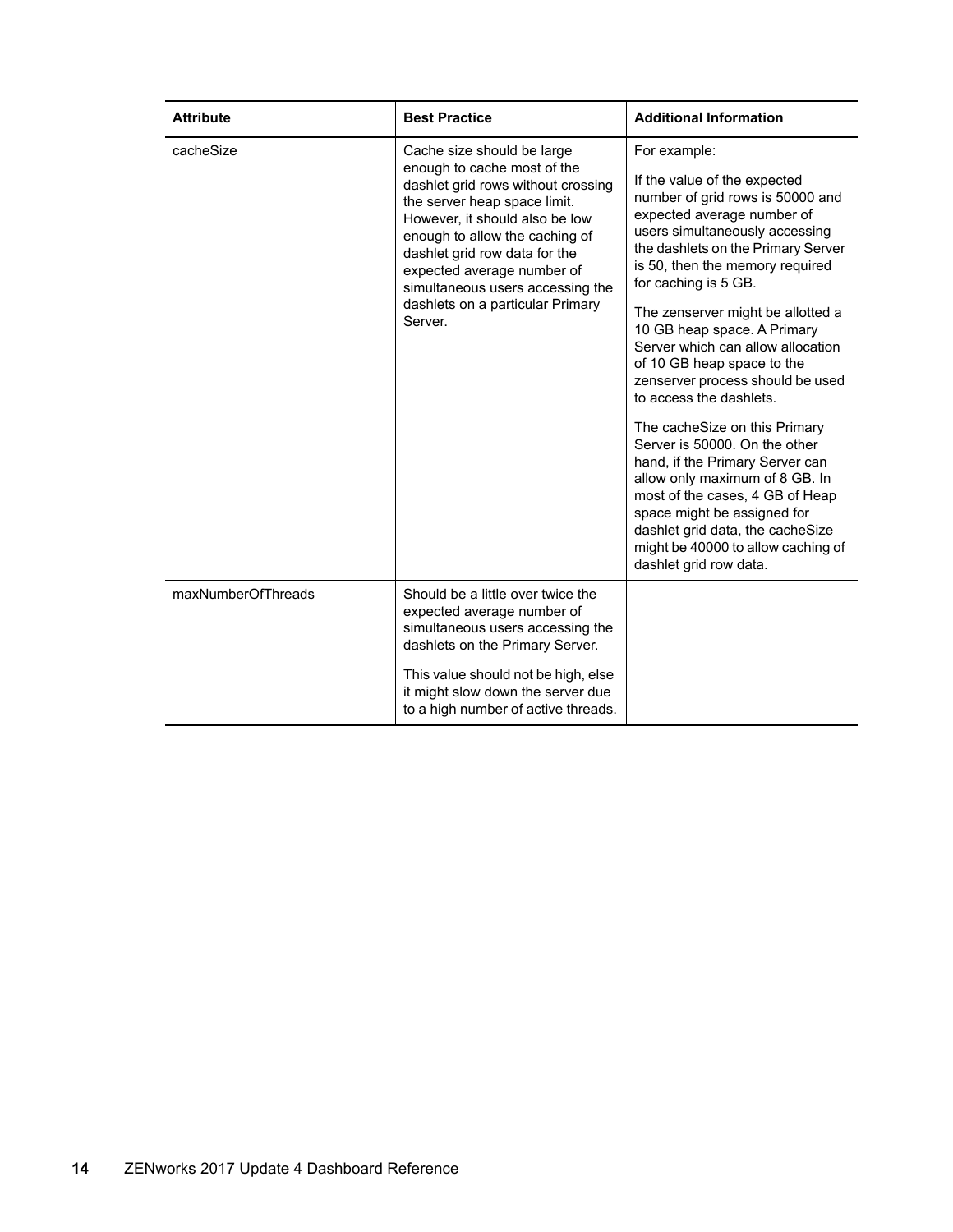| Attribute | Best Practice | Additional Information |
|---|---|---|
| cacheSize | Cache size should be large enough to cache most of the dashlet grid rows without crossing the server heap space limit. However, it should also be low enough to allow the caching of dashlet grid row data for the expected average number of simultaneous users accessing the dashlets on a particular Primary Server. | For example:<br><br>If the value of the expected number of grid rows is 50000 and expected average number of users simultaneously accessing the dashlets on the Primary Server is 50, then the memory required for caching is 5 GB.<br><br>The zenserver might be allotted a 10 GB heap space. A Primary Server which can allow allocation of 10 GB heap space to the zenserver process should be used to access the dashlets.<br><br>The cacheSize on this Primary Server is 50000. On the other hand, if the Primary Server can allow only maximum of 8 GB. In most of the cases, 4 GB of Heap space might be assigned for dashlet grid data, the cacheSize might be 40000 to allow caching of dashlet grid row data. |
| maxNumberOfThreads | Should be a little over twice the expected average number of simultaneous users accessing the dashlets on the Primary Server.<br><br>This value should not be high, else it might slow down the server due to a high number of active threads. | |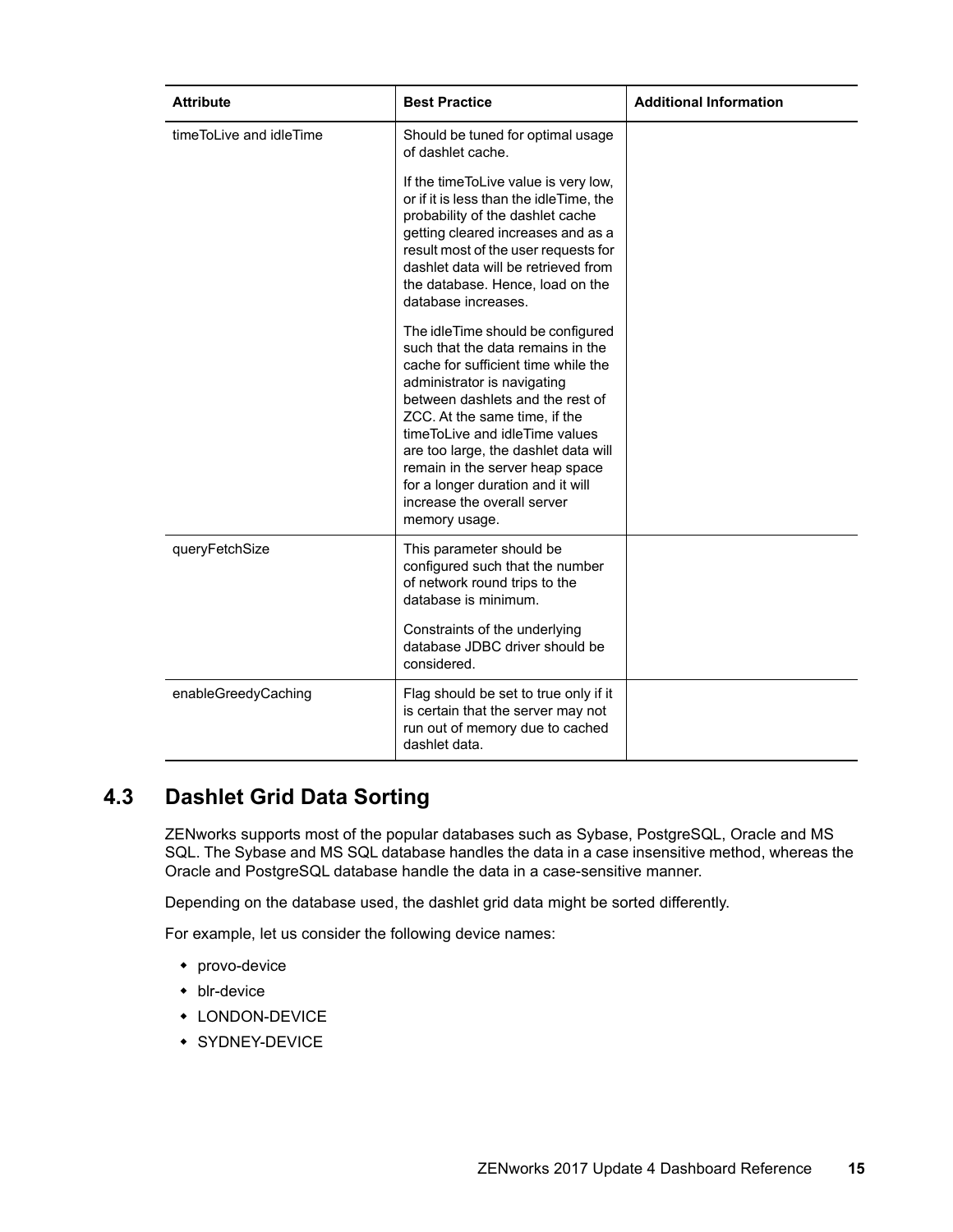| Attribute | Best Practice | Additional Information |
|---|---|---|
| timeToLive and idleTime | Should be tuned for optimal usage of dashlet cache.<br><br>If the timeToLive value is very low, or if it is less than the idleTime, the probability of the dashlet cache getting cleared increases and as a result most of the user requests for dashlet data will be retrieved from the database. Hence, load on the database increases.<br><br>The idleTime should be configured such that the data remains in the cache for sufficient time while the administrator is navigating between dashlets and the rest of ZCC. At the same time, if the timeToLive and idleTime values are too large, the dashlet data will remain in the server heap space for a longer duration and it will increase the overall server memory usage. | |
| queryFetchSize | This parameter should be configured such that the number of network round trips to the database is minimum.<br><br>Constraints of the underlying database JDBC driver should be considered. | |
| enableGreedyCaching | Flag should be set to true only if it is certain that the server may not run out of memory due to cached dashlet data. | |

## 4.3 Dashlet Grid Data Sorting

ZENworks supports most of the popular databases such as Sybase, PostgreSQL, Oracle and MS SQL. The Sybase and MS SQL database handles the data in a case insensitive method, whereas the Oracle and PostgreSQL database handle the data in a case-sensitive manner.

Depending on the database used, the dashlet grid data might be sorted differently.

For example, let us consider the following device names:

- provo-device
- blr-device
- LONDON-DEVICE
- SYDNEY-DEVICE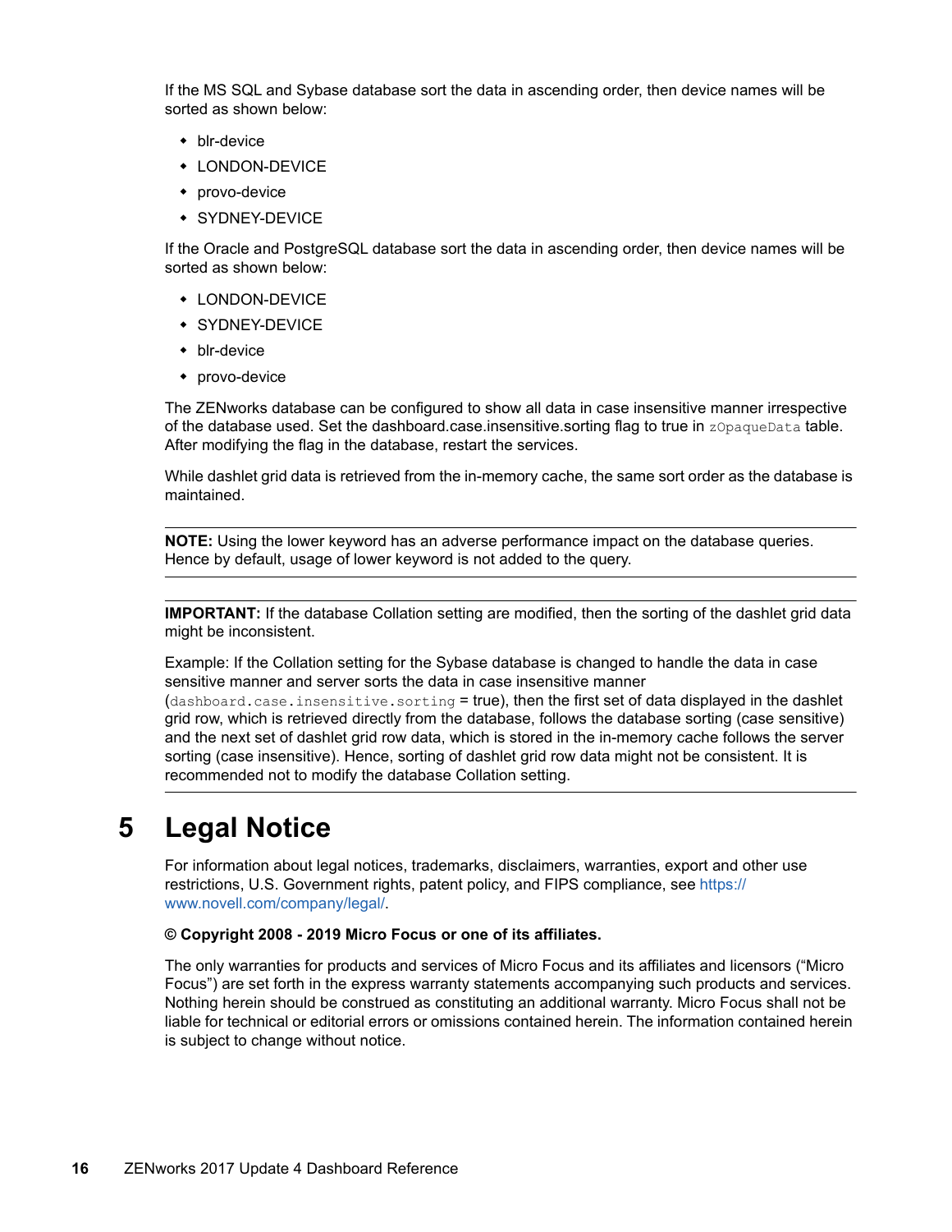If the MS SQL and Sybase database sort the data in ascending order, then device names will be sorted as shown below:

- blr-device
- LONDON-DEVICE
- provo-device
- SYDNEY-DEVICE

If the Oracle and PostgreSQL database sort the data in ascending order, then device names will be sorted as shown below:

- LONDON-DEVICE
- SYDNEY-DEVICE
- blr-device
- provo-device

The ZENworks database can be configured to show all data in case insensitive manner irrespective of the database used. Set the dashboard.case.insensitive.sorting flag to true in `zOpaqueData` table. After modifying the flag in the database, restart the services.

While dashlet grid data is retrieved from the in-memory cache, the same sort order as the database is maintained.

---

**NOTE:** Using the lower keyword has an adverse performance impact on the database queries. Hence by default, usage of lower keyword is not added to the query.

---

**IMPORTANT:** If the database Collation setting are modified, then the sorting of the dashlet grid data might be inconsistent.

Example: If the Collation setting for the Sybase database is changed to handle the data in case sensitive manner and server sorts the data in case insensitive manner (`dashboard.case.insensitive.sorting` = true), then the first set of data displayed in the dashlet grid row, which is retrieved directly from the database, follows the database sorting (case sensitive) and the next set of dashlet grid row data, which is stored in the in-memory cache follows the server sorting (case insensitive). Hence, sorting of dashlet grid row data might not be consistent. It is recommended not to modify the database Collation setting.

---

# 5 Legal Notice

For information about legal notices, trademarks, disclaimers, warranties, export and other use restrictions, U.S. Government rights, patent policy, and FIPS compliance, see https://www.novell.com/company/legal/.

**© Copyright 2008 - 2019 Micro Focus or one of its affiliates.**

The only warranties for products and services of Micro Focus and its affiliates and licensors ("Micro Focus") are set forth in the express warranty statements accompanying such products and services. Nothing herein should be construed as constituting an additional warranty. Micro Focus shall not be liable for technical or editorial errors or omissions contained herein. The information contained herein is subject to change without notice.